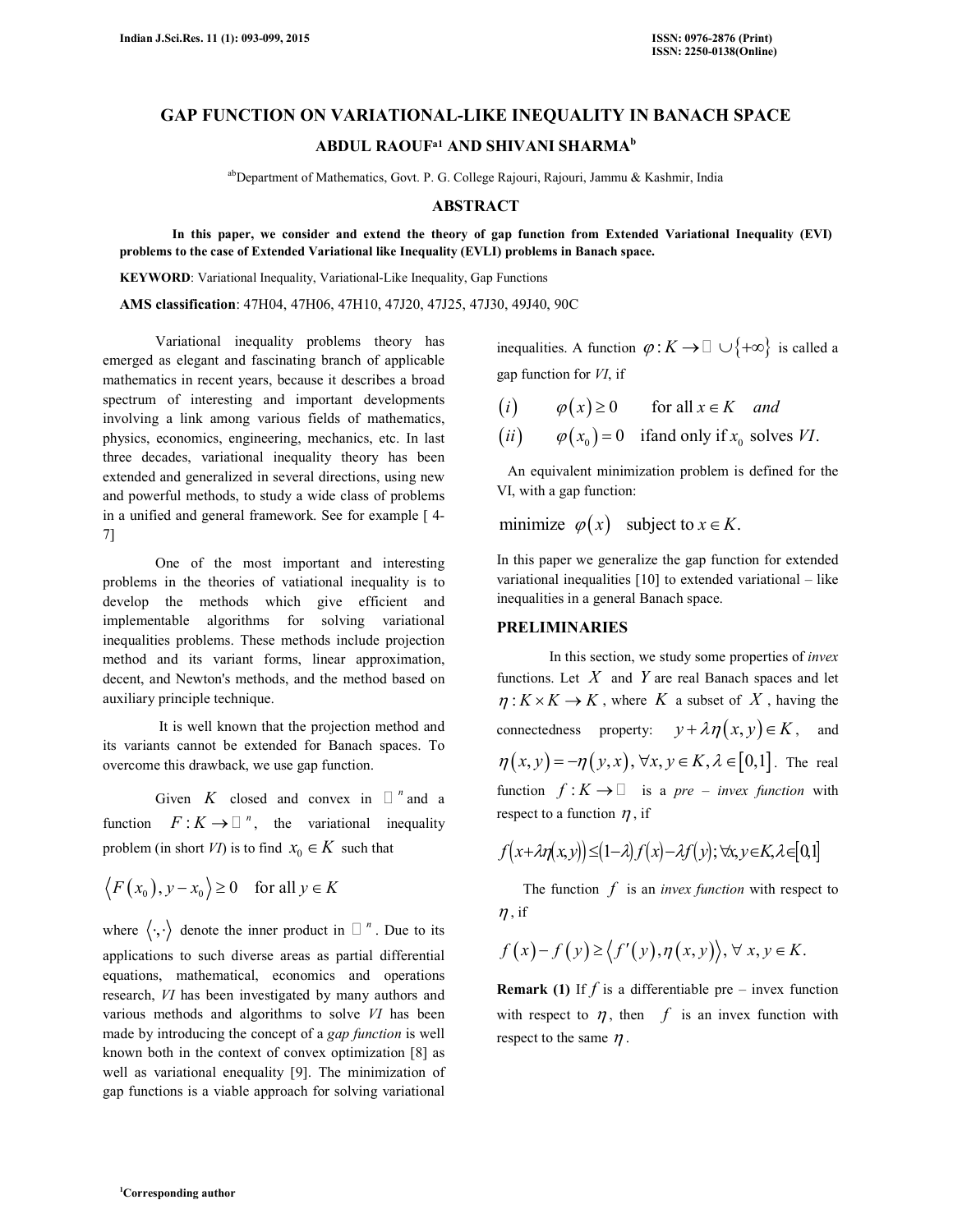# GAP FUNCTION ON VARIATIONAL-LIKE INEQUALITY IN BANACH SPACE

**ABDUL RAOUF[a1] AND SHIVANI SHARMA[b]**

[ab]Department of Mathematics, Govt. P. G. College Rajouri, Rajouri, Jammu & Kashmir, India

## ABSTRACT

**In this paper, we consider and extend the theory of gap function from Extended Variational Inequality (EVI) problems to the case of Extended Variational like Inequality (EVLI) problems in Banach space.**

**KEYWORD**: Variational Inequality, Variational-Like Inequality, Gap Functions

**AMS classification**: 47H04, 47H06, 47H10, 47J20, 47J25, 47J30, 49J40, 90C

Variational inequality problems theory has emerged as elegant and fascinating branch of applicable mathematics in recent years, because it describes a broad spectrum of interesting and important developments involving a link among various fields of mathematics, physics, economics, engineering, mechanics, etc. In last three decades, variational inequality theory has been extended and generalized in several directions, using new and powerful methods, to study a wide class of problems in a unified and general framework. See for example [ 4-7]

One of the most important and interesting problems in the theories of vatiational inequality is to develop the methods which give efficient and implementable algorithms for solving variational inequalities problems. These methods include projection method and its variant forms, linear approximation, decent, and Newton's methods, and the method based on auxiliary principle technique.

It is well known that the projection method and its variants cannot be extended for Banach spaces. To overcome this drawback, we use gap function.

Given $K$ closed and convex in $\mathbb{R}^n$ and a function $F : K \to \mathbb{R}^n$, the variational inequality problem (in short *VI*) is to find $x_0 \in K$ such that

$$\langle F(x_0), y - x_0 \rangle \geq 0 \quad \text{for all } y \in K$$

where $\langle \cdot,\cdot \rangle$ denote the inner product in $\mathbb{R}^n$. Due to its applications to such diverse areas as partial differential equations, mathematical, economics and operations research, *VI* has been investigated by many authors and various methods and algorithms to solve *VI* has been made by introducing the concept of a *gap function* is well known both in the context of convex optimization [8] as well as variational enequality [9]. The minimization of gap functions is a viable approach for solving variational inequalities. A function $\varphi : K \to \mathbb{R} \cup \{+\infty\}$ is called a gap function for *VI*, if

$$(i) \qquad \varphi(x) \geq 0 \qquad \text{for all } x \in K \quad and$$

$$(ii) \qquad \varphi(x_0) = 0 \quad \text{ifand only if } x_0 \text{ solves } VI.$$

An equivalent minimization problem is defined for the VI, with a gap function:

$$\text{minimize } \varphi(x) \quad \text{subject to } x \in K.$$

In this paper we generalize the gap function for extended variational inequalities [10] to extended variational – like inequalities in a general Banach space.

## PRELIMINARIES

In this section, we study some properties of *invex* functions. Let $X$ and $Y$ are real Banach spaces and let $\eta : K \times K \to K$, where $K$ a subset of $X$, having the connectedness property: $y + \lambda \eta(x, y) \in K$, and $\eta(x, y) = -\eta(y, x), \forall x, y \in K, \lambda \in [0,1]$. The real function $f : K \to \mathbb{R}$ is a *pre – invex function* with respect to a function $\eta$, if

$$f(x + \lambda \eta(x, y)) \leq (1 - \lambda) f(x) - \lambda f(y); \forall x, y \in K, \lambda \in [0,1]$$

The function $f$ is an *invex function* with respect to $\eta$, if

$$f(x) - f(y) \geq \langle f'(y), \eta(x, y) \rangle, \forall\, x, y \in K.$$

**Remark (1)** If $f$ is a differentiable pre – invex function with respect to $\eta$, then $f$ is an invex function with respect to the same $\eta$.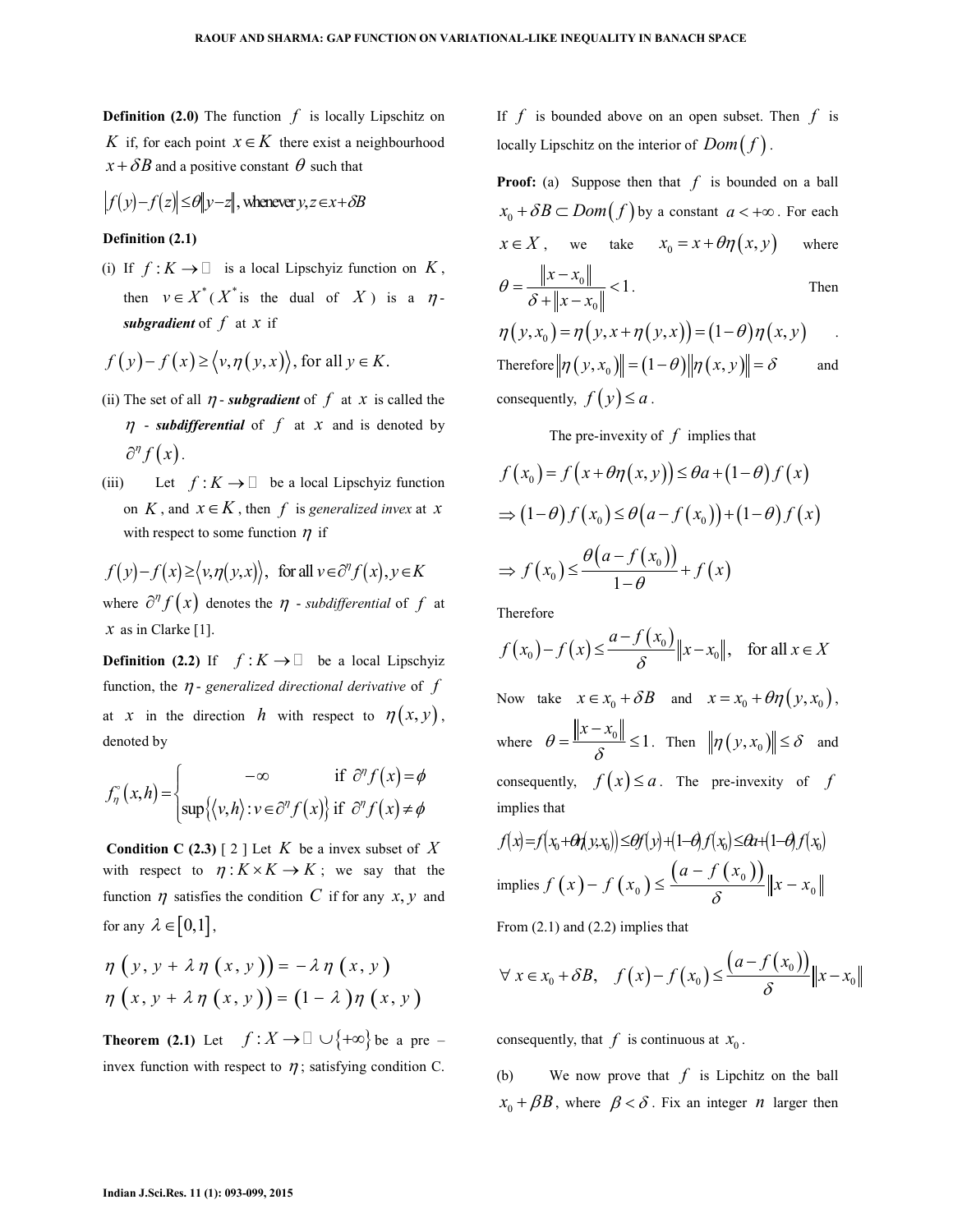**Definition (2.0)** The function $f$ is locally Lipschitz on $K$ if, for each point $x \in K$ there exist a neighbourhood $x + \delta B$ and a positive constant $\theta$ such that

$$|f(y) - f(z)| \leq \theta \|y - z\|, \text{whenever } y, z \in x + \delta B$$

**Definition (2.1)**

(i) If $f : K \to \mathbb{R}$ is a local Lipschyiz function on $K$, then $v \in X^*$ ($X^*$ is the dual of $X$) is a ***$\eta$-subgradient*** of $f$ at $x$ if

$$f(y) - f(x) \geq \langle v, \eta(y, x) \rangle, \text{ for all } y \in K.$$

(ii) The set of all ***$\eta$-subgradient*** of $f$ at $x$ is called the ***$\eta$-subdifferential*** of $f$ at $x$ and is denoted by $\partial^{\eta} f(x)$.

(iii) Let $f : K \to \mathbb{R}$ be a local Lipschyiz function on $K$, and $x \in K$, then $f$ is *generalized invex* at $x$ with respect to some function $\eta$ if

$$f(y) - f(x) \geq \langle v, \eta(y, x) \rangle, \quad \text{for all } v \in \partial^{\eta} f(x), y \in K$$

where $\partial^{\eta} f(x)$ denotes the $\eta$-*subdifferential* of $f$ at $x$ as in Clarke [1].

**Definition (2.2)** If $f : K \to \mathbb{R}$ be a local Lipschyiz function, the $\eta$-*generalized directional derivative* of $f$ at $x$ in the direction $h$ with respect to $\eta(x, y)$, denoted by

$$f_{\eta}^{\circ}(x, h) = \begin{cases} -\infty & \text{if } \partial^{\eta} f(x) = \phi \\ \sup\{\langle v, h \rangle : v \in \partial^{\eta} f(x)\} & \text{if } \partial^{\eta} f(x) \neq \phi \end{cases}$$

**Condition C (2.3)** [2] Let $K$ be a invex subset of $X$ with respect to $\eta : K \times K \to K$; we say that the function $\eta$ satisfies the condition $C$ if for any $x, y$ and for any $\lambda \in [0,1]$,

$$\eta(y, y + \lambda \eta(x, y)) = -\lambda \eta(x, y)$$
$$\eta(x, y + \lambda \eta(x, y)) = (1 - \lambda) \eta(x, y)$$

**Theorem (2.1)** Let $f : X \to \mathbb{R} \cup \{+\infty\}$ be a pre – invex function with respect to $\eta$; satisfying condition C. If $f$ is bounded above on an open subset. Then $f$ is locally Lipschitz on the interior of $Dom(f)$.

**Proof:** (a) Suppose then that $f$ is bounded on a ball $x_0 + \delta B \subset Dom(f)$ by a constant $a < +\infty$. For each $x \in X$, we take $x_0 = x + \theta \eta(x, y)$ where $\theta = \dfrac{\|x - x_0\|}{\delta + \|x - x_0\|} < 1$. Then $\eta(y, x_0) = \eta(y, x + \eta(y, x)) = (1 - \theta) \eta(x, y)$. Therefore $\|\eta(y, x_0)\| = (1 - \theta) \|\eta(x, y)\| = \delta$ and consequently, $f(y) \leq a$.

The pre-invexity of $f$ implies that

$$f(x_0) = f(x + \theta \eta(x, y)) \leq \theta a + (1 - \theta) f(x)$$

$$\Rightarrow (1 - \theta) f(x_0) \leq \theta(a - f(x_0)) + (1 - \theta) f(x)$$

$$\Rightarrow f(x_0) \leq \frac{\theta(a - f(x_0))}{1 - \theta} + f(x)$$

Therefore

$$f(x_0) - f(x) \leq \frac{a - f(x_0)}{\delta} \|x - x_0\|, \quad \text{for all } x \in X$$

Now take $x \in x_0 + \delta B$ and $x = x_0 + \theta \eta(y, x_0)$, where $\theta = \dfrac{\|x - x_0\|}{\delta} \leq 1$. Then $\|\eta(y, x_0)\| \leq \delta$ and consequently, $f(x) \leq a$. The pre-invexity of $f$ implies that

$$f(x) = f(x_0 + \theta \eta(y, x_0)) \leq \theta f(y) + (1 - \theta) f(x_0) \leq \theta a + (1 - \theta) f(x_0)$$

implies $f(x) - f(x_0) \leq \dfrac{(a - f(x_0))}{\delta} \|x - x_0\|$

From (2.1) and (2.2) implies that

$$\forall x \in x_0 + \delta B, \quad f(x) - f(x_0) \leq \frac{(a - f(x_0))}{\delta} \|x - x_0\|$$

consequently, that $f$ is continuous at $x_0$.

(b) We now prove that $f$ is Lipchitz on the ball $x_0 + \beta B$, where $\beta < \delta$. Fix an integer $n$ larger then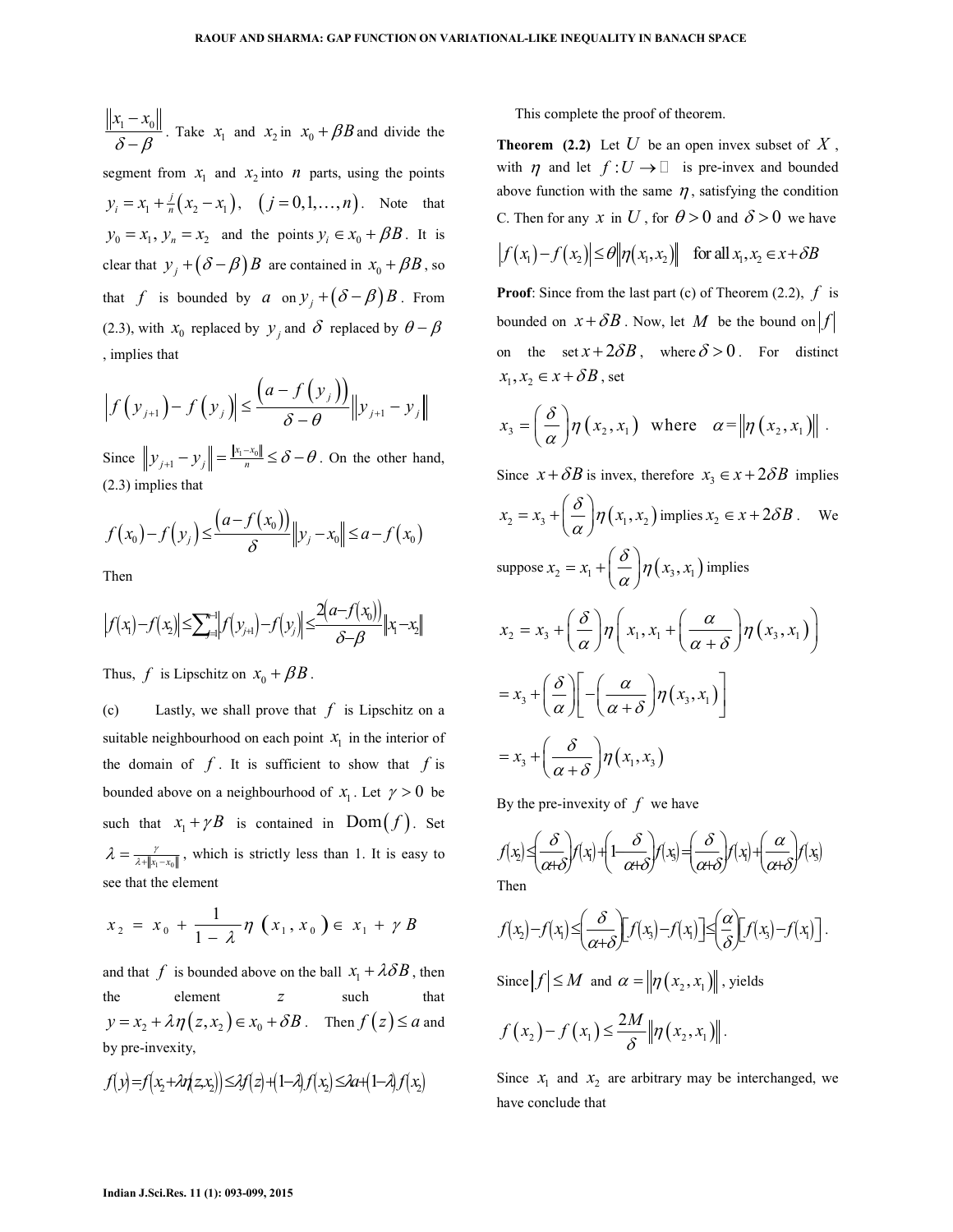$\dfrac{\|x_1 - x_0\|}{\delta - \beta}$. Take $x_1$ and $x_2$ in $x_0 + \beta B$ and divide the segment from $x_1$ and $x_2$ into $n$ parts, using the points $y_i = x_1 + \frac{j}{n}(x_2 - x_1), \quad (j = 0,1,\ldots,n)$. Note that $y_0 = x_1, y_n = x_2$ and the points $y_i \in x_0 + \beta B$. It is clear that $y_j + (\delta - \beta)B$ are contained in $x_0 + \beta B$, so that $f$ is bounded by $a$ on $y_j + (\delta - \beta)B$. From (2.3), with $x_0$ replaced by $y_j$ and $\delta$ replaced by $\theta - \beta$, implies that

$$\left|f(y_{j+1}) - f(y_j)\right| \leq \frac{(a - f(y_j))}{\delta - \theta}\|y_{j+1} - y_j\|$$

Since $\|y_{j+1} - y_j\| = \frac{\|x_1 - x_0\|}{n} \leq \delta - \theta$. On the other hand, (2.3) implies that

$$f(x_0) - f(y_j) \leq \frac{(a - f(x_0))}{\delta}\|y_j - x_0\| \leq a - f(x_0)$$

Then

$$\left|f(x_1) - f(x_2)\right| \leq \sum_{j=1}^{n-1}\left|f(y_{j+1}) - f(y_j)\right| \leq \frac{2(a - f(x_0))}{\delta - \beta}\|x_1 - x_2\|$$

Thus, $f$ is Lipschitz on $x_0 + \beta B$.

(c) Lastly, we shall prove that $f$ is Lipschitz on a suitable neighbourhood on each point $x_1$ in the interior of the domain of $f$. It is sufficient to show that $f$ is bounded above on a neighbourhood of $x_1$. Let $\gamma > 0$ be such that $x_1 + \gamma B$ is contained in $\mathrm{Dom}(f)$. Set $\lambda = \frac{\gamma}{\lambda + \|x_1 - x_0\|}$, which is strictly less than 1. It is easy to see that the element

$$x_2 = x_0 + \frac{1}{1 - \lambda}\eta(x_1, x_0) \in x_1 + \gamma B$$

and that $f$ is bounded above on the ball $x_1 + \lambda\delta B$, then the element $z$ such that $y = x_2 + \lambda\eta(z, x_2) \in x_0 + \delta B$. Then $f(z) \leq a$ and by pre-invexity,

$$f(y) = f(x_2 + \lambda\eta(z, x_2)) \leq \lambda f(z) + (1 - \lambda) f(x_2) \leq \lambda a + (1 - \lambda) f(x_2)$$

This complete the proof of theorem.

**Theorem (2.2)** Let $U$ be an open invex subset of $X$, with $\eta$ and let $f : U \to \mathbb{R}$ is pre-invex and bounded above function with the same $\eta$, satisfying the condition C. Then for any $x$ in $U$, for $\theta > 0$ and $\delta > 0$ we have

$$\left|f(x_1) - f(x_2)\right| \leq \theta\|\eta(x_1, x_2)\| \quad \text{for all } x_1, x_2 \in x + \delta B$$

**Proof**: Since from the last part (c) of Theorem (2.2), $f$ is bounded on $x + \delta B$. Now, let $M$ be the bound on $|f|$ on the set $x + 2\delta B$, where $\delta > 0$. For distinct $x_1, x_2 \in x + \delta B$, set

$$x_3 = \left(\frac{\delta}{\alpha}\right)\eta(x_2, x_1) \quad \text{where} \quad \alpha = \|\eta(x_2, x_1)\|.$$

Since $x + \delta B$ is invex, therefore $x_3 \in x + 2\delta B$ implies $x_2 = x_3 + \left(\frac{\delta}{\alpha}\right)\eta(x_1, x_2)$ implies $x_2 \in x + 2\delta B$. We suppose $x_2 = x_1 + \left(\frac{\delta}{\alpha}\right)\eta(x_3, x_1)$ implies

$$x_2 = x_3 + \left(\frac{\delta}{\alpha}\right)\eta\left(x_1, x_1 + \left(\frac{\alpha}{\alpha + \delta}\right)\eta(x_3, x_1)\right)$$

$$= x_3 + \left(\frac{\delta}{\alpha}\right)\left[-\left(\frac{\alpha}{\alpha + \delta}\right)\eta(x_3, x_1)\right]$$

$$= x_3 + \left(\frac{\delta}{\alpha + \delta}\right)\eta(x_1, x_3)$$

By the pre-invexity of $f$ we have

$$f(x_2) \leq \left(\frac{\delta}{\alpha + \delta}\right) f(x_1) + \left(1 - \frac{\delta}{\alpha + \delta}\right) f(x_3) = \left(\frac{\delta}{\alpha + \delta}\right) f(x_1) + \left(\frac{\alpha}{\alpha + \delta}\right) f(x_3)$$

Then

$$f(x_2) - f(x_1) \leq \left(\frac{\delta}{\alpha + \delta}\right)\left[f(x_3) - f(x_1)\right] \leq \left(\frac{\alpha}{\delta}\right)\left[f(x_3) - f(x_1)\right].$$

Since $|f| \leq M$ and $\alpha = \|\eta(x_2, x_1)\|$, yields

$$f(x_2) - f(x_1) \leq \frac{2M}{\delta}\|\eta(x_2, x_1)\|.$$

Since $x_1$ and $x_2$ are arbitrary may be interchanged, we have conclude that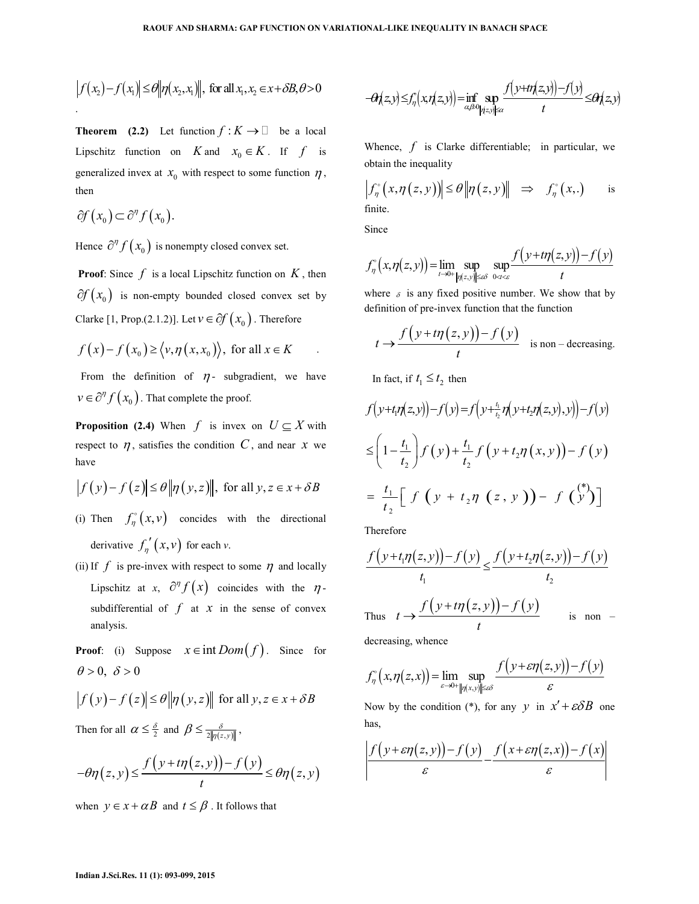$$\left|f(x_2)-f(x_1)\right|\leq\theta\left\|\eta(x_2,x_1)\right\|,\ \text{for all}\ x_1,x_2\in x+\delta B,\theta>0$$

.

**Theorem (2.2)** Let function $f:K\to\mathbb{R}$ be a local Lipschitz function on $K$ and $x_0\in K$. If $f$ is generalized invex at $x_0$ with respect to some function $\eta$, then

$$\partial f(x_0)\subset\partial^\eta f(x_0).$$

Hence $\partial^\eta f(x_0)$ is nonempty closed convex set.

**Proof**: Since $f$ is a local Lipschitz function on $K$, then $\partial f(x_0)$ is non-empty bounded closed convex set by Clarke [1, Prop.(2.1.2)]. Let $v\in\partial f(x_0)$. Therefore

$$f(x)-f(x_0)\geq\langle v,\eta(x,x_0)\rangle,\ \text{for all}\ x\in K \qquad .$$

From the definition of $\eta$- subgradient, we have $v\in\partial^\eta f(x_0)$. That complete the proof.

**Proposition (2.4)** When $f$ is invex on $U\subseteq X$ with respect to $\eta$, satisfies the condition $C$, and near $x$ we have

$$\left|f(y)-f(z)\right|\leq\theta\left\|\eta(y,z)\right\|,\ \text{for all}\ y,z\in x+\delta B$$

(i) Then $f_\eta^\circ(x,v)$ concides with the directional derivative $f_\eta'(x,v)$ for each $v$.

(ii) If $f$ is pre-invex with respect to some $\eta$ and locally Lipschitz at $x$, $\partial^\eta f(x)$ coincides with the $\eta$-subdifferential of $f$ at $x$ in the sense of convex analysis.

**Proof**: (i) Suppose $x\in\operatorname{int}Dom(f)$. Since for $\theta>0,\ \delta>0$

$$\left|f(y)-f(z)\right|\leq\theta\left\|\eta(y,z)\right\|\ \text{for all}\ y,z\in x+\delta B$$

Then for all $\alpha\leq\frac{\delta}{2}$ and $\beta\leq\frac{\delta}{2\left\|\eta(z,y)\right\|}$,

$$-\theta\eta(z,y)\leq\frac{f(y+t\eta(z,y))-f(y)}{t}\leq\theta\eta(z,y)$$

when $y\in x+\alpha B$ and $t\leq\beta$. It follows that

$$-\theta\eta(z,y)\leq f_\eta^\circ(x,\eta(z,y))=\inf_{\alpha,\beta>0}\sup_{\left\|\eta(z,y)\right\|\leq\alpha}\frac{f(y+t\eta(z,y))-f(y)}{t}\leq\theta\eta(z,y)$$

Whence, $f$ is Clarke differentiable; in particular, we obtain the inequality

$$\left|f_\eta^\circ(x,\eta(z,y))\right|\leq\theta\left\|\eta(z,y)\right\| \ \Rightarrow\ f_\eta^\circ(x,.) \quad \text{is}$$

finite.

Since

$$f_\eta^\circ(x,\eta(z,y))=\lim_{t\to0+}\sup_{\left\|\eta(z,y)\right\|\leq\varepsilon\delta}\ \sup_{0<t<\varepsilon}\frac{f(y+t\eta(z,y))-f(y)}{t}$$

where $\delta$ is any fixed positive number. We show that by definition of pre-invex function that the function

$$t\to\frac{f(y+t\eta(z,y))-f(y)}{t}\quad \text{is non – decreasing.}$$

In fact, if $t_1\leq t_2$ then

$$f(y+t_1\eta(z,y))-f(y)=f\left(y+\tfrac{t_1}{t_2}\eta(y+t_2\eta(z,y),y)\right)-f(y)$$

$$\leq\left(1-\frac{t_1}{t_2}\right)f(y)+\frac{t_1}{t_2}f(y+t_2\eta(x,y))-f(y)$$

$$=\frac{t_1}{t_2}\left[f(y+t_2\eta(z,y))-f(y)\right]\quad (*)$$

Therefore

$$\frac{f(y+t_1\eta(z,y))-f(y)}{t_1}\leq\frac{f(y+t_2\eta(z,y))-f(y)}{t_2}$$

Thus $t\to\dfrac{f(y+t\eta(z,y))-f(y)}{t}$ is non – decreasing, whence

$$f_\eta^\circ(x,\eta(z,x))=\lim_{\varepsilon\to0+}\sup_{\left\|\eta(x,y)\right\|\leq\varepsilon\delta}\frac{f(y+\varepsilon\eta(z,y))-f(y)}{\varepsilon}$$

Now by the condition (*), for any $y$ in $x'+\varepsilon\delta B$ one has,

$$\left|\frac{f(y+\varepsilon\eta(z,y))-f(y)}{\varepsilon}-\frac{f(x+\varepsilon\eta(z,x))-f(x)}{\varepsilon}\right|$$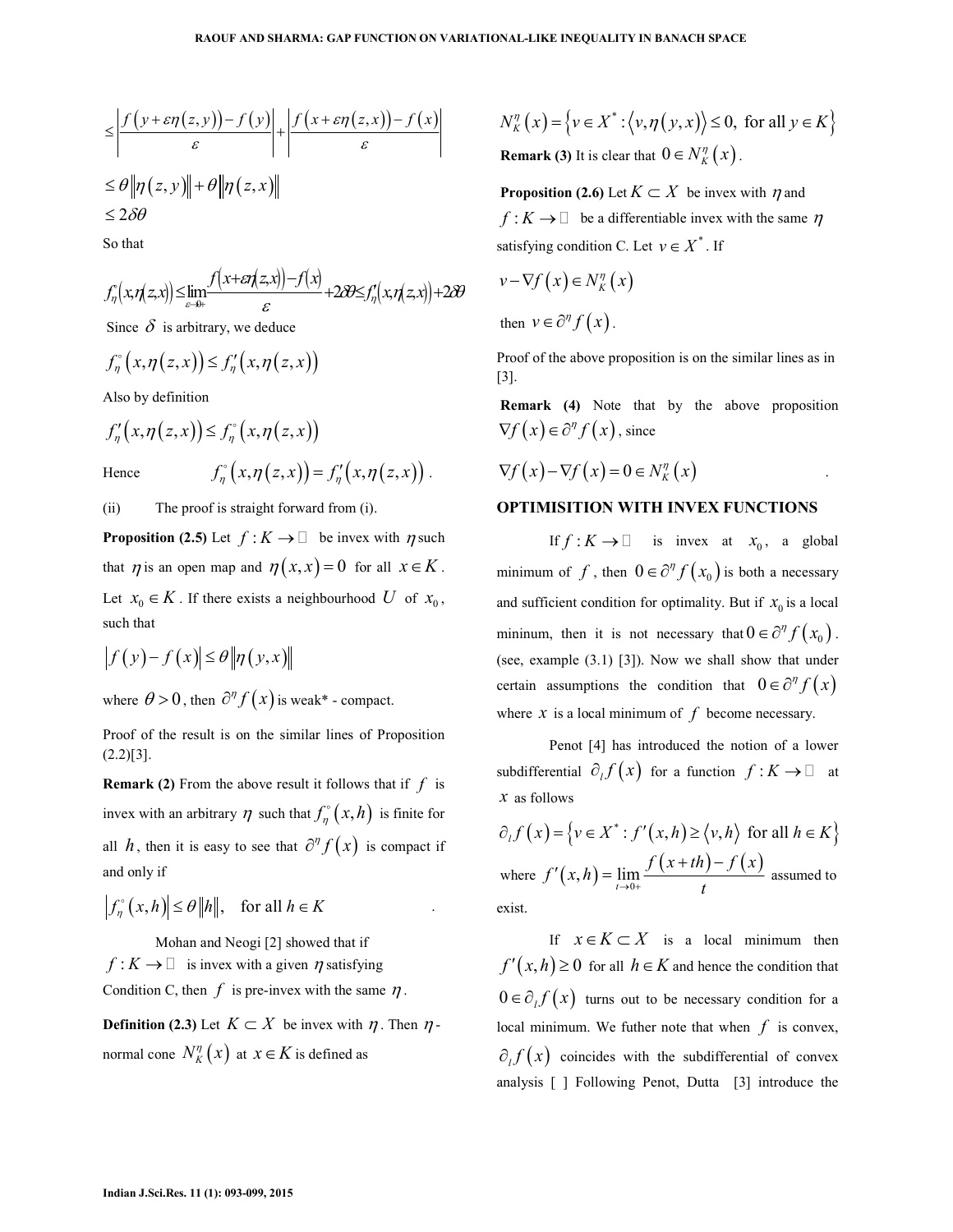$$\leq \left|\frac{f\left(y+\varepsilon\eta(z,y)\right)-f(y)}{\varepsilon}\right|+\left|\frac{f\left(x+\varepsilon\eta(z,x)\right)-f(x)}{\varepsilon}\right|$$

$$\leq \theta\left\|\eta(z,y)\right\|+\theta\left\|\eta(z,x)\right\|$$

$$\leq 2\delta\theta$$

So that

$$f_\eta^\circ(x,\eta(z,x))\leq \lim_{\varepsilon\to 0+}\frac{f(x+\varepsilon\eta(z,x))-f(x)}{\varepsilon}+2\delta\theta\leq f_\eta'(x,\eta(z,x))+2\delta\theta$$

Since $\delta$ is arbitrary, we deduce

$$f_\eta^\circ\left(x,\eta(z,x)\right)\leq f_\eta'\left(x,\eta(z,x)\right)$$

Also by definition

$$f_\eta'\left(x,\eta(z,x)\right)\leq f_\eta^\circ\left(x,\eta(z,x)\right)$$

Hence $\quad f_\eta^\circ\left(x,\eta(z,x)\right)=f_\eta'\left(x,\eta(z,x)\right)$.

(ii) The proof is straight forward from (i).

**Proposition (2.5)** Let $f:K\to\mathbb{R}$ be invex with $\eta$ such that $\eta$ is an open map and $\eta(x,x)=0$ for all $x\in K$. Let $x_0\in K$. If there exists a neighbourhood $U$ of $x_0$, such that

$$\left|f(y)-f(x)\right|\leq\theta\left\|\eta(y,x)\right\|$$

where $\theta>0$, then $\partial^\eta f(x)$ is weak\* - compact.

Proof of the result is on the similar lines of Proposition (2.2)[3].

**Remark (2)** From the above result it follows that if $f$ is invex with an arbitrary $\eta$ such that $f_\eta^\circ(x,h)$ is finite for all $h$, then it is easy to see that $\partial^\eta f(x)$ is compact if and only if

$$\left|f_\eta^\circ(x,h)\right|\leq\theta\left\|h\right\|,\quad \text{for all } h\in K$$

Mohan and Neogi [2] showed that if $f:K\to\mathbb{R}$ is invex with a given $\eta$ satisfying Condition C, then $f$ is pre-invex with the same $\eta$.

**Definition (2.3)** Let $K\subset X$ be invex with $\eta$. Then $\eta$-normal cone $N_K^\eta(x)$ at $x\in K$ is defined as

$$N_K^\eta(x)=\left\{v\in X^*:\left\langle v,\eta(y,x)\right\rangle\leq 0,\ \text{for all } y\in K\right\}$$

**Remark (3)** It is clear that $0\in N_K^\eta(x)$.

**Proposition (2.6)** Let $K\subset X$ be invex with $\eta$ and $f:K\to\mathbb{R}$ be a differentiable invex with the same $\eta$ satisfying condition C. Let $v\in X^*$. If

$$v-\nabla f(x)\in N_K^\eta(x)$$

then $v\in\partial^\eta f(x)$.

Proof of the above proposition is on the similar lines as in [3].

**Remark (4)** Note that by the above proposition $\nabla f(x)\in\partial^\eta f(x)$, since

$$\nabla f(x)-\nabla f(x)=0\in N_K^\eta(x)$$

## OPTIMISITION WITH INVEX FUNCTIONS

If $f:K\to\mathbb{R}$ is invex at $x_0$, a global minimum of $f$, then $0\in\partial^\eta f(x_0)$ is both a necessary and sufficient condition for optimality. But if $x_0$ is a local mininum, then it is not necessary that $0\in\partial^\eta f(x_0)$. (see, example (3.1) [3]). Now we shall show that under certain assumptions the condition that $0\in\partial^\eta f(x)$ where $x$ is a local minimum of $f$ become necessary.

Penot [4] has introduced the notion of a lower subdifferential $\partial_l f(x)$ for a function $f:K\to\mathbb{R}$ at $x$ as follows

$$\partial_l f(x)=\left\{v\in X^*:f'(x,h)\geq\langle v,h\rangle \text{ for all } h\in K\right\}$$

where $f'(x,h)=\lim_{t\to 0+}\frac{f(x+th)-f(x)}{t}$ assumed to exist.

If $x\in K\subset X$ is a local minimum then $f'(x,h)\geq 0$ for all $h\in K$ and hence the condition that $0\in\partial_l f(x)$ turns out to be necessary condition for a local minimum. We futher note that when $f$ is convex, $\partial_l f(x)$ coincides with the subdifferential of convex analysis [ ] Following Penot, Dutta [3] introduce the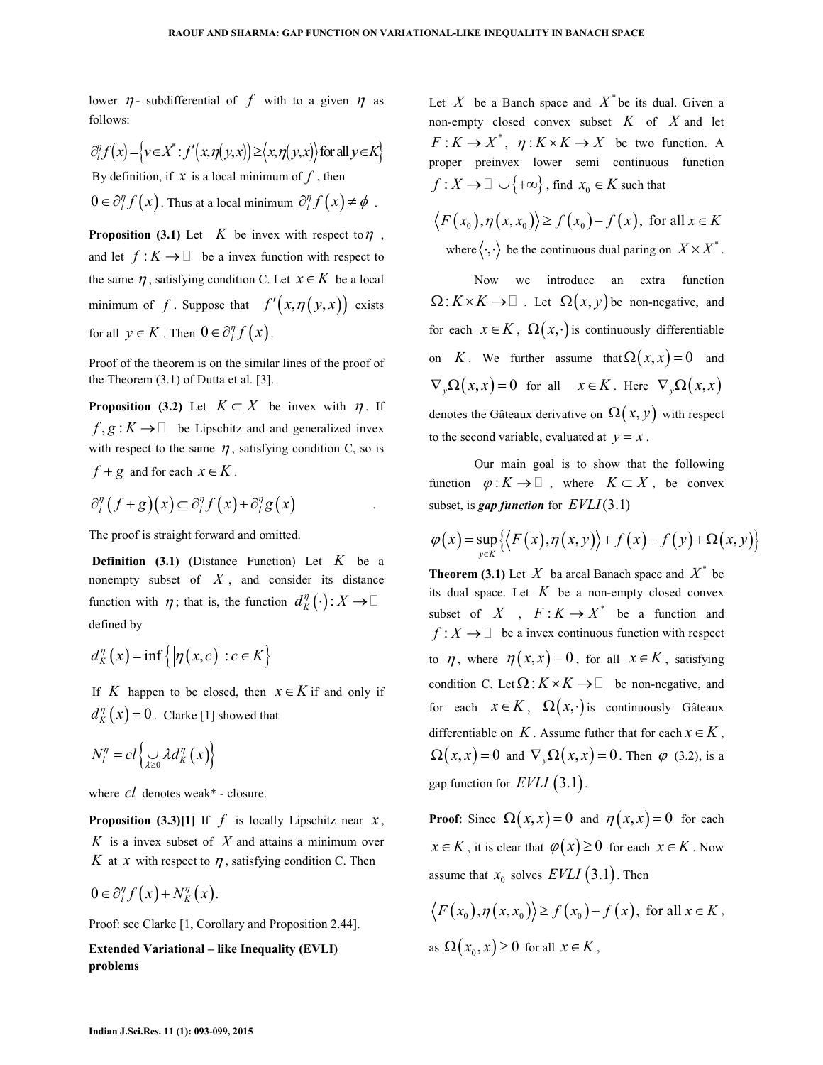lower $\eta$- subdifferential of $f$ with to a given $\eta$ as follows:

$$\partial_l^\eta f(x) = \{v \in X^* : f'(x, \eta(y,x)) \geq \langle x, \eta(y,x) \rangle \text{ for all } y \in K\}$$

By definition, if $x$ is a local minimum of $f$, then $0 \in \partial_l^\eta f(x)$. Thus at a local minimum $\partial_l^\eta f(x) \neq \phi$.

**Proposition (3.1)** Let $K$ be invex with respect to $\eta$, and let $f : K \to \mathbb{R}$ be a invex function with respect to the same $\eta$, satisfying condition C. Let $x \in K$ be a local minimum of $f$. Suppose that $f'(x, \eta(y,x))$ exists for all $y \in K$. Then $0 \in \partial_l^\eta f(x)$.

Proof of the theorem is on the similar lines of the proof of the Theorem (3.1) of Dutta et al. [3].

**Proposition (3.2)** Let $K \subset X$ be invex with $\eta$. If $f, g : K \to \mathbb{R}$ be Lipschitz and and generalized invex with respect to the same $\eta$, satisfying condition C, so is $f + g$ and for each $x \in K$.

$$\partial_l^\eta (f+g)(x) \subseteq \partial_l^\eta f(x) + \partial_l^\eta g(x)$$

The proof is straight forward and omitted.

**Definition (3.1)** (Distance Function) Let $K$ be a nonempty subset of $X$, and consider its distance function with $\eta$; that is, the function $d_K^\eta(\cdot) : X \to \mathbb{R}$ defined by

$$d_K^\eta(x) = \inf\{\|\eta(x,c)\| : c \in K\}$$

If $K$ happen to be closed, then $x \in K$ if and only if $d_K^\eta(x) = 0$. Clarke [1] showed that

$$N_l^\eta = cl\left\{\bigcup_{\lambda \geq 0} \lambda d_K^\eta(x)\right\}$$

where $cl$ denotes weak\* - closure.

**Proposition (3.3)[1]** If $f$ is locally Lipschitz near $x$, $K$ is a invex subset of $X$ and attains a minimum over $K$ at $x$ with respect to $\eta$, satisfying condition C. Then

$$0 \in \partial_l^\eta f(x) + N_K^\eta(x).$$

Proof: see Clarke [1, Corollary and Proposition 2.44].

**Extended Variational – like Inequality (EVLI) problems**

Let $X$ be a Banch space and $X^*$ be its dual. Given a non-empty closed convex subset $K$ of $X$ and let $F : K \to X^*$, $\eta : K \times K \to X$ be two function. A proper preinvex lower semi continuous function $f : X \to \mathbb{R} \cup \{+\infty\}$, find $x_0 \in K$ such that

$$\langle F(x_0), \eta(x, x_0) \rangle \geq f(x_0) - f(x), \text{ for all } x \in K$$

where $\langle \cdot, \cdot \rangle$ be the continuous dual paring on $X \times X^*$.

Now we introduce an extra function $\Omega : K \times K \to \mathbb{R}$. Let $\Omega(x,y)$ be non-negative, and for each $x \in K$, $\Omega(x, \cdot)$ is continuously differentiable on $K$. We further assume that $\Omega(x,x) = 0$ and $\nabla_y \Omega(x,x) = 0$ for all $x \in K$. Here $\nabla_y \Omega(x,x)$ denotes the Gâteaux derivative on $\Omega(x,y)$ with respect to the second variable, evaluated at $y = x$.

Our main goal is to show that the following function $\varphi : K \to \mathbb{R}$, where $K \subset X$, be convex subset, is ***gap function*** for $EVLI(3.1)$

$$\varphi(x) = \sup_{y \in K}\{\langle F(x), \eta(x,y) \rangle + f(x) - f(y) + \Omega(x,y)\}$$

**Theorem (3.1)** Let $X$ ba areal Banach space and $X^*$ be its dual space. Let $K$ be a non-empty closed convex subset of $X$, $F : K \to X^*$ be a function and $f : X \to \mathbb{R}$ be a invex continuous function with respect to $\eta$, where $\eta(x,x) = 0$, for all $x \in K$, satisfying condition C. Let $\Omega : K \times K \to \mathbb{R}$ be non-negative, and for each $x \in K$, $\Omega(x, \cdot)$ is continuously Gâteaux differentiable on $K$. Assume futher that for each $x \in K$, $\Omega(x,x) = 0$ and $\nabla_y \Omega(x,x) = 0$. Then $\varphi$ (3.2), is a gap function for $EVLI(3.1)$.

**Proof**: Since $\Omega(x,x) = 0$ and $\eta(x,x) = 0$ for each $x \in K$, it is clear that $\varphi(x) \geq 0$ for each $x \in K$. Now assume that $x_0$ solves $EVLI(3.1)$. Then

$$\langle F(x_0), \eta(x, x_0) \rangle \geq f(x_0) - f(x), \text{ for all } x \in K,$$

as $\Omega(x_0, x) \geq 0$ for all $x \in K$,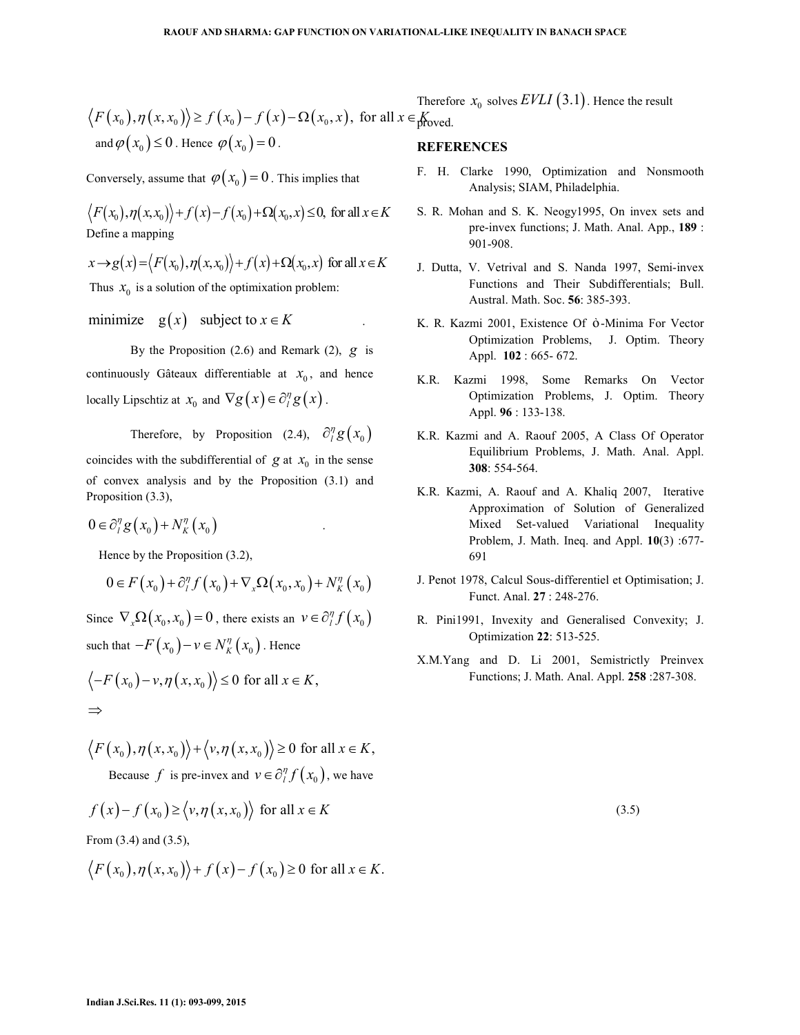$$\langle F(x_0), \eta(x, x_0)\rangle \geq f(x_0) - f(x) - \Omega(x_0, x), \text{ for all } x \in K$$

and $\varphi(x_0) \leq 0$ . Hence $\varphi(x_0) = 0$ .

Conversely, assume that $\varphi(x_0) = 0$ . This implies that

$$\langle F(x_0), \eta(x, x_0)\rangle + f(x) - f(x_0) + \Omega(x_0, x) \leq 0, \text{ for all } x \in K$$

Define a mapping

$$x \rightarrow g(x) = \langle F(x_0), \eta(x, x_0)\rangle + f(x) + \Omega(x_0, x) \text{ for all } x \in K$$

Thus $x_0$ is a solution of the optimixation problem:

$$\text{minimize} \quad g(x) \quad \text{subject to } x \in K$$

By the Proposition (2.6) and Remark (2), $g$ is continuously Gâteaux differentiable at $x_0$, and hence locally Lipschtiz at $x_0$ and $\nabla g(x) \in \partial_l^\eta g(x)$ .

Therefore, by Proposition (2.4), $\partial_l^\eta g(x_0)$ coincides with the subdifferential of $g$ at $x_0$ in the sense of convex analysis and by the Proposition (3.1) and Proposition (3.3),

$$0 \in \partial_l^\eta g(x_0) + N_K^\eta(x_0)$$

Hence by the Proposition (3.2),

$$0 \in F(x_0) + \partial_l^\eta f(x_0) + \nabla_x \Omega(x_0, x_0) + N_K^\eta(x_0)$$

Since $\nabla_x \Omega(x_0, x_0) = 0$ , there exists an $v \in \partial_l^\eta f(x_0)$ such that $-F(x_0) - v \in N_K^\eta(x_0)$ . Hence

$$\langle -F(x_0) - v, \eta(x, x_0)\rangle \leq 0 \text{ for all } x \in K,$$

$$\Rightarrow$$

$$\langle F(x_0), \eta(x, x_0)\rangle + \langle v, \eta(x, x_0)\rangle \geq 0 \text{ for all } x \in K,$$

Because $f$ is pre-invex and $v \in \partial_l^\eta f(x_0)$, we have

$$f(x) - f(x_0) \geq \langle v, \eta(x, x_0)\rangle \text{ for all } x \in K \tag{3.5}$$

From (3.4) and (3.5),

$$\langle F(x_0), \eta(x, x_0)\rangle + f(x) - f(x_0) \geq 0 \text{ for all } x \in K.$$

Therefore $x_0$ solves $EVLI(3.1)$. Hence the result proved.

## REFERENCES

F. H. Clarke 1990, Optimization and Nonsmooth Analysis; SIAM, Philadelphia.

S. R. Mohan and S. K. Neogy1995, On invex sets and pre-invex functions; J. Math. Anal. App., **189** : 901-908.

J. Dutta, V. Vetrival and S. Nanda 1997, Semi-invex Functions and Their Subdifferentials; Bull. Austral. Math. Soc. **56**: 385-393.

K. R. Kazmi 2001, Existence Of ò-Minima For Vector Optimization Problems, J. Optim. Theory Appl. **102** : 665- 672.

K.R. Kazmi 1998, Some Remarks On Vector Optimization Problems, J. Optim. Theory Appl. **96** : 133-138.

K.R. Kazmi and A. Raouf 2005, A Class Of Operator Equilibrium Problems, J. Math. Anal. Appl. **308**: 554-564.

K.R. Kazmi, A. Raouf and A. Khaliq 2007, Iterative Approximation of Solution of Generalized Mixed Set-valued Variational Inequality Problem, J. Math. Ineq. and Appl. **10**(3) :677-691

J. Penot 1978, Calcul Sous-differentiel et Optimisation; J. Funct. Anal. **27** : 248-276.

R. Pini1991, Invexity and Generalised Convexity; J. Optimization **22**: 513-525.

X.M.Yang and D. Li 2001, Semistrictly Preinvex Functions; J. Math. Anal. Appl. **258** :287-308.